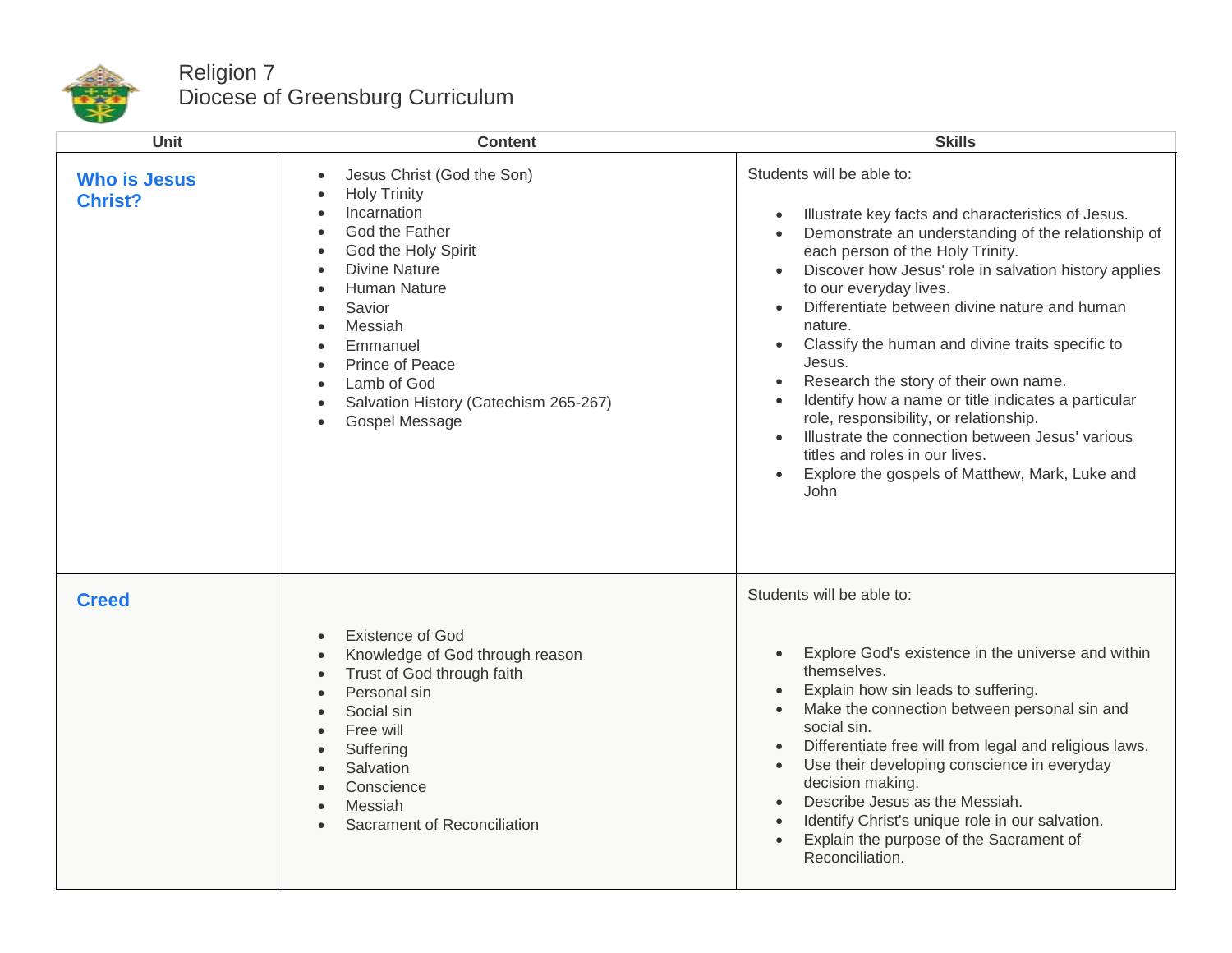# Religion 7
## Diocese of Greensburg Curriculum

| Unit | Content | Skills |
|---|---|---|
| **Who is Jesus Christ?** | • Jesus Christ (God the Son)<br>• Holy Trinity<br>• Incarnation<br>• God the Father<br>• God the Holy Spirit<br>• Divine Nature<br>• Human Nature<br>• Savior<br>• Messiah<br>• Emmanuel<br>• Prince of Peace<br>• Lamb of God<br>• Salvation History (Catechism 265-267)<br>• Gospel Message | Students will be able to:<br>• Illustrate key facts and characteristics of Jesus.<br>• Demonstrate an understanding of the relationship of each person of the Holy Trinity.<br>• Discover how Jesus' role in salvation history applies to our everyday lives.<br>• Differentiate between divine nature and human nature.<br>• Classify the human and divine traits specific to Jesus.<br>• Research the story of their own name.<br>• Identify how a name or title indicates a particular role, responsibility, or relationship.<br>• Illustrate the connection between Jesus' various titles and roles in our lives.<br>• Explore the gospels of Matthew, Mark, Luke and John |
| **Creed** | • Existence of God<br>• Knowledge of God through reason<br>• Trust of God through faith<br>• Personal sin<br>• Social sin<br>• Free will<br>• Suffering<br>• Salvation<br>• Conscience<br>• Messiah<br>• Sacrament of Reconciliation | Students will be able to:<br>• Explore God's existence in the universe and within themselves.<br>• Explain how sin leads to suffering.<br>• Make the connection between personal sin and social sin.<br>• Differentiate free will from legal and religious laws.<br>• Use their developing conscience in everyday decision making.<br>• Describe Jesus as the Messiah.<br>• Identify Christ's unique role in our salvation.<br>• Explain the purpose of the Sacrament of Reconciliation. |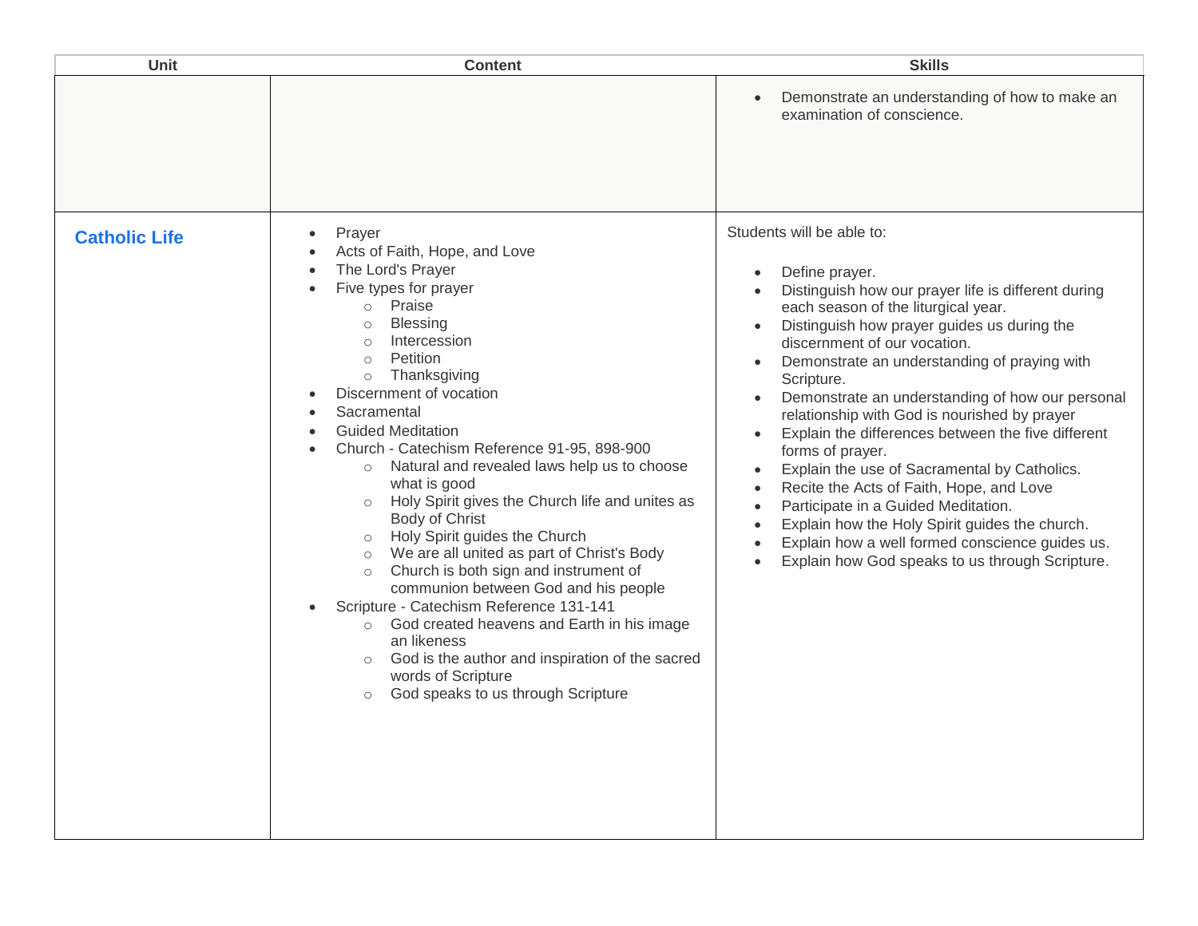| Unit | Content | Skills |
|---|---|---|
| | | • Demonstrate an understanding of how to make an examination of conscience. |
| **Catholic Life** | • Prayer<br>• Acts of Faith, Hope, and Love<br>• The Lord's Prayer<br>• Five types for prayer<br>&nbsp;&nbsp;&nbsp;&nbsp;○ Praise<br>&nbsp;&nbsp;&nbsp;&nbsp;○ Blessing<br>&nbsp;&nbsp;&nbsp;&nbsp;○ Intercession<br>&nbsp;&nbsp;&nbsp;&nbsp;○ Petition<br>&nbsp;&nbsp;&nbsp;&nbsp;○ Thanksgiving<br>• Discernment of vocation<br>• Sacramental<br>• Guided Meditation<br>• Church - Catechism Reference 91-95, 898-900<br>&nbsp;&nbsp;&nbsp;&nbsp;○ Natural and revealed laws help us to choose what is good<br>&nbsp;&nbsp;&nbsp;&nbsp;○ Holy Spirit gives the Church life and unites as Body of Christ<br>&nbsp;&nbsp;&nbsp;&nbsp;○ Holy Spirit guides the Church<br>&nbsp;&nbsp;&nbsp;&nbsp;○ We are all united as part of Christ's Body<br>&nbsp;&nbsp;&nbsp;&nbsp;○ Church is both sign and instrument of communion between God and his people<br>• Scripture - Catechism Reference 131-141<br>&nbsp;&nbsp;&nbsp;&nbsp;○ God created heavens and Earth in his image an likeness<br>&nbsp;&nbsp;&nbsp;&nbsp;○ God is the author and inspiration of the sacred words of Scripture<br>&nbsp;&nbsp;&nbsp;&nbsp;○ God speaks to us through Scripture | Students will be able to:<br><br>• Define prayer.<br>• Distinguish how our prayer life is different during each season of the liturgical year.<br>• Distinguish how prayer guides us during the discernment of our vocation.<br>• Demonstrate an understanding of praying with Scripture.<br>• Demonstrate an understanding of how our personal relationship with God is nourished by prayer<br>• Explain the differences between the five different forms of prayer.<br>• Explain the use of Sacramental by Catholics.<br>• Recite the Acts of Faith, Hope, and Love<br>• Participate in a Guided Meditation.<br>• Explain how the Holy Spirit guides the church.<br>• Explain how a well formed conscience guides us.<br>• Explain how God speaks to us through Scripture. |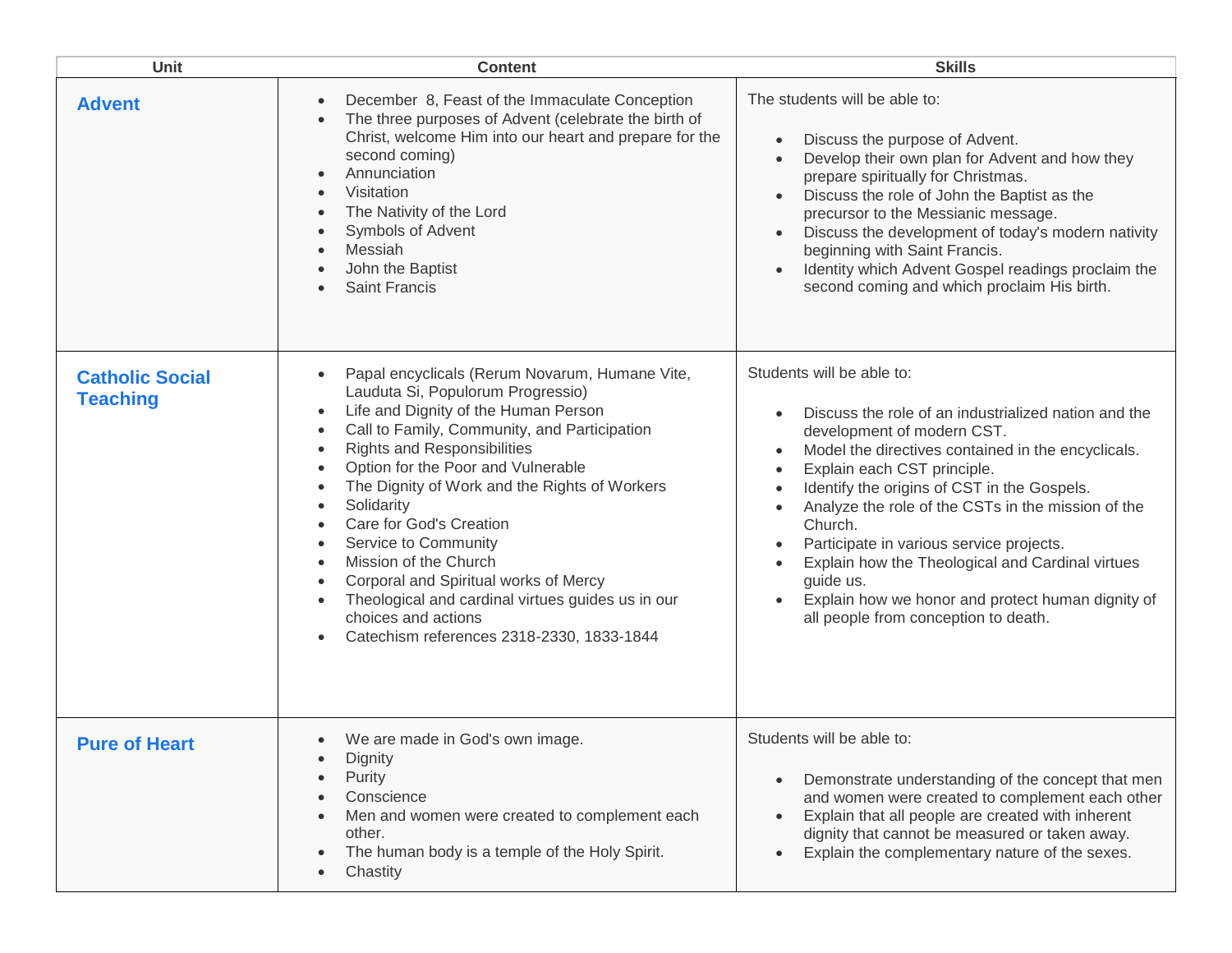| Unit | Content | Skills |
| --- | --- | --- |
| **Advent** | • December 8, Feast of the Immaculate Conception<br>• The three purposes of Advent (celebrate the birth of Christ, welcome Him into our heart and prepare for the second coming)<br>• Annunciation<br>• Visitation<br>• The Nativity of the Lord<br>• Symbols of Advent<br>• Messiah<br>• John the Baptist<br>• Saint Francis | The students will be able to:<br><br>• Discuss the purpose of Advent.<br>• Develop their own plan for Advent and how they prepare spiritually for Christmas.<br>• Discuss the role of John the Baptist as the precursor to the Messianic message.<br>• Discuss the development of today's modern nativity beginning with Saint Francis.<br>• Identity which Advent Gospel readings proclaim the second coming and which proclaim His birth. |
| **Catholic Social Teaching** | • Papal encyclicals (Rerum Novarum, Humane Vite, Lauduta Si, Populorum Progressio)<br>• Life and Dignity of the Human Person<br>• Call to Family, Community, and Participation<br>• Rights and Responsibilities<br>• Option for the Poor and Vulnerable<br>• The Dignity of Work and the Rights of Workers<br>• Solidarity<br>• Care for God's Creation<br>• Service to Community<br>• Mission of the Church<br>• Corporal and Spiritual works of Mercy<br>• Theological and cardinal virtues guides us in our choices and actions<br>• Catechism references 2318-2330, 1833-1844 | Students will be able to:<br><br>• Discuss the role of an industrialized nation and the development of modern CST.<br>• Model the directives contained in the encyclicals.<br>• Explain each CST principle.<br>• Identify the origins of CST in the Gospels.<br>• Analyze the role of the CSTs in the mission of the Church.<br>• Participate in various service projects.<br>• Explain how the Theological and Cardinal virtues guide us.<br>• Explain how we honor and protect human dignity of all people from conception to death. |
| **Pure of Heart** | • We are made in God's own image.<br>• Dignity<br>• Purity<br>• Conscience<br>• Men and women were created to complement each other.<br>• The human body is a temple of the Holy Spirit.<br>• Chastity | Students will be able to:<br><br>• Demonstrate understanding of the concept that men and women were created to complement each other<br>• Explain that all people are created with inherent dignity that cannot be measured or taken away.<br>• Explain the complementary nature of the sexes. |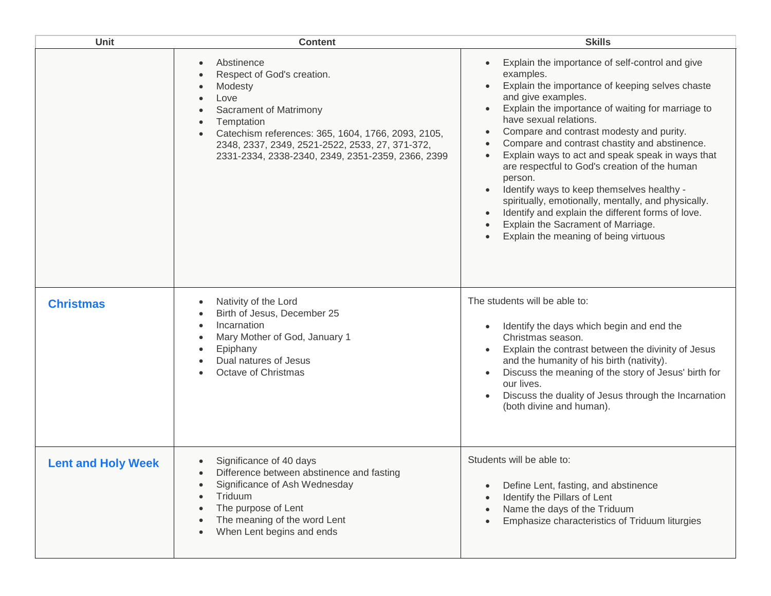| Unit | Content | Skills |
|---|---|---|
| | • Abstinence<br>• Respect of God's creation.<br>• Modesty<br>• Love<br>• Sacrament of Matrimony<br>• Temptation<br>• Catechism references: 365, 1604, 1766, 2093, 2105, 2348, 2337, 2349, 2521-2522, 2533, 27, 371-372, 2331-2334, 2338-2340, 2349, 2351-2359, 2366, 2399 | • Explain the importance of self-control and give examples.<br>• Explain the importance of keeping selves chaste and give examples.<br>• Explain the importance of waiting for marriage to have sexual relations.<br>• Compare and contrast modesty and purity.<br>• Compare and contrast chastity and abstinence.<br>• Explain ways to act and speak speak in ways that are respectful to God's creation of the human person.<br>• Identify ways to keep themselves healthy - spiritually, emotionally, mentally, and physically.<br>• Identify and explain the different forms of love.<br>• Explain the Sacrament of Marriage.<br>• Explain the meaning of being virtuous |
| **Christmas** | • Nativity of the Lord<br>• Birth of Jesus, December 25<br>• Incarnation<br>• Mary Mother of God, January 1<br>• Epiphany<br>• Dual natures of Jesus<br>• Octave of Christmas | The students will be able to:<br><br>• Identify the days which begin and end the Christmas season.<br>• Explain the contrast between the divinity of Jesus and the humanity of his birth (nativity).<br>• Discuss the meaning of the story of Jesus' birth for our lives.<br>• Discuss the duality of Jesus through the Incarnation (both divine and human). |
| **Lent and Holy Week** | • Significance of 40 days<br>• Difference between abstinence and fasting<br>• Significance of Ash Wednesday<br>• Triduum<br>• The purpose of Lent<br>• The meaning of the word Lent<br>• When Lent begins and ends | Students will be able to:<br><br>• Define Lent, fasting, and abstinence<br>• Identify the Pillars of Lent<br>• Name the days of the Triduum<br>• Emphasize characteristics of Triduum liturgies |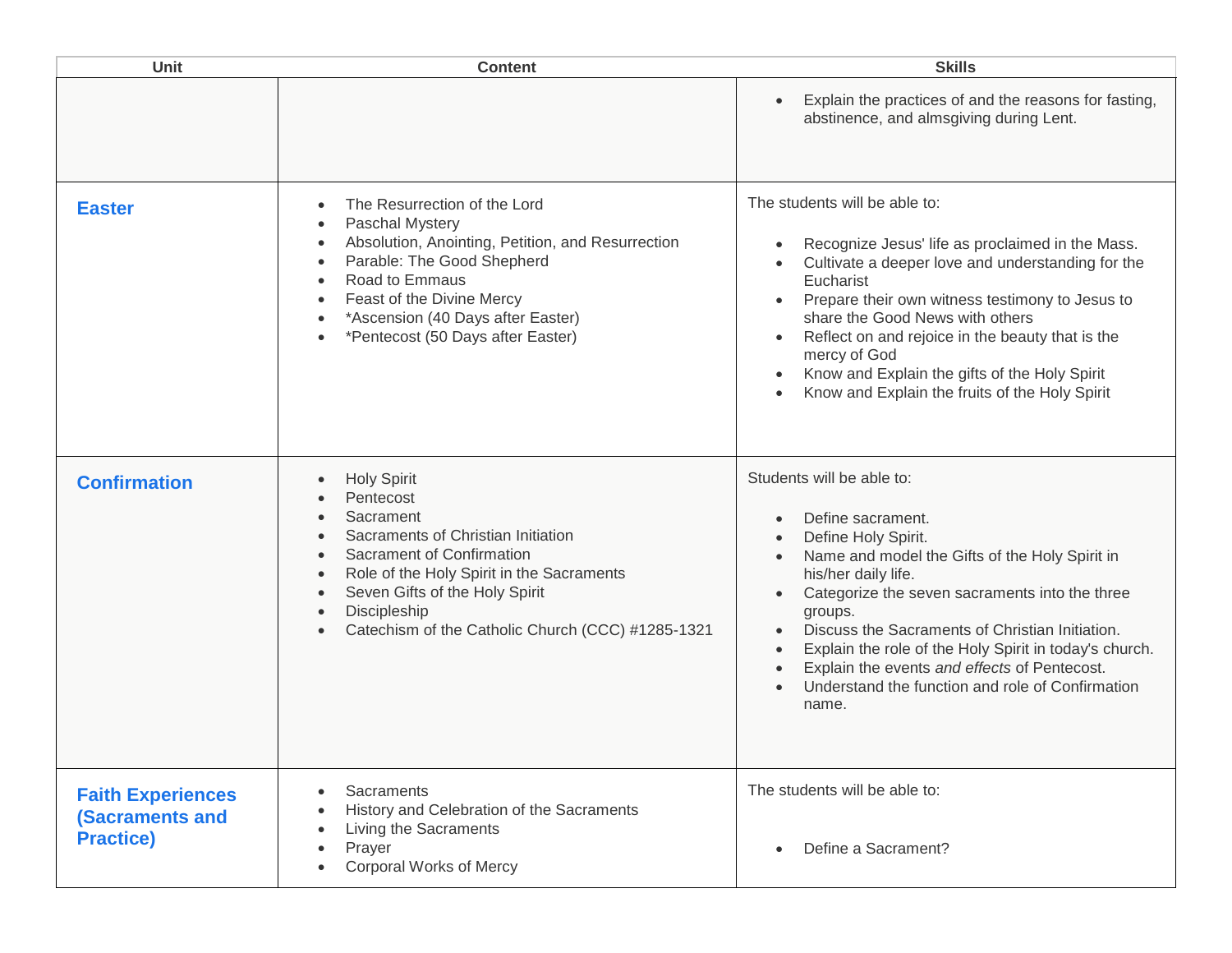| Unit | Content | Skills |
| --- | --- | --- |
| | | • Explain the practices of and the reasons for fasting, abstinence, and almsgiving during Lent. |
| **Easter** | • The Resurrection of the Lord<br>• Paschal Mystery<br>• Absolution, Anointing, Petition, and Resurrection<br>• Parable: The Good Shepherd<br>• Road to Emmaus<br>• Feast of the Divine Mercy<br>• *Ascension (40 Days after Easter)<br>• *Pentecost (50 Days after Easter) | The students will be able to:<br><br>• Recognize Jesus' life as proclaimed in the Mass.<br>• Cultivate a deeper love and understanding for the Eucharist<br>• Prepare their own witness testimony to Jesus to share the Good News with others<br>• Reflect on and rejoice in the beauty that is the mercy of God<br>• Know and Explain the gifts of the Holy Spirit<br>• Know and Explain the fruits of the Holy Spirit |
| **Confirmation** | • Holy Spirit<br>• Pentecost<br>• Sacrament<br>• Sacraments of Christian Initiation<br>• Sacrament of Confirmation<br>• Role of the Holy Spirit in the Sacraments<br>• Seven Gifts of the Holy Spirit<br>• Discipleship<br>• Catechism of the Catholic Church (CCC) #1285-1321 | Students will be able to:<br><br>• Define sacrament.<br>• Define Holy Spirit.<br>• Name and model the Gifts of the Holy Spirit in his/her daily life.<br>• Categorize the seven sacraments into the three groups.<br>• Discuss the Sacraments of Christian Initiation.<br>• Explain the role of the Holy Spirit in today's church.<br>• Explain the events *and effects* of Pentecost.<br>• Understand the function and role of Confirmation name. |
| **Faith Experiences (Sacraments and Practice)** | • Sacraments<br>• History and Celebration of the Sacraments<br>• Living the Sacraments<br>• Prayer<br>• Corporal Works of Mercy | The students will be able to:<br><br>• Define a Sacrament? |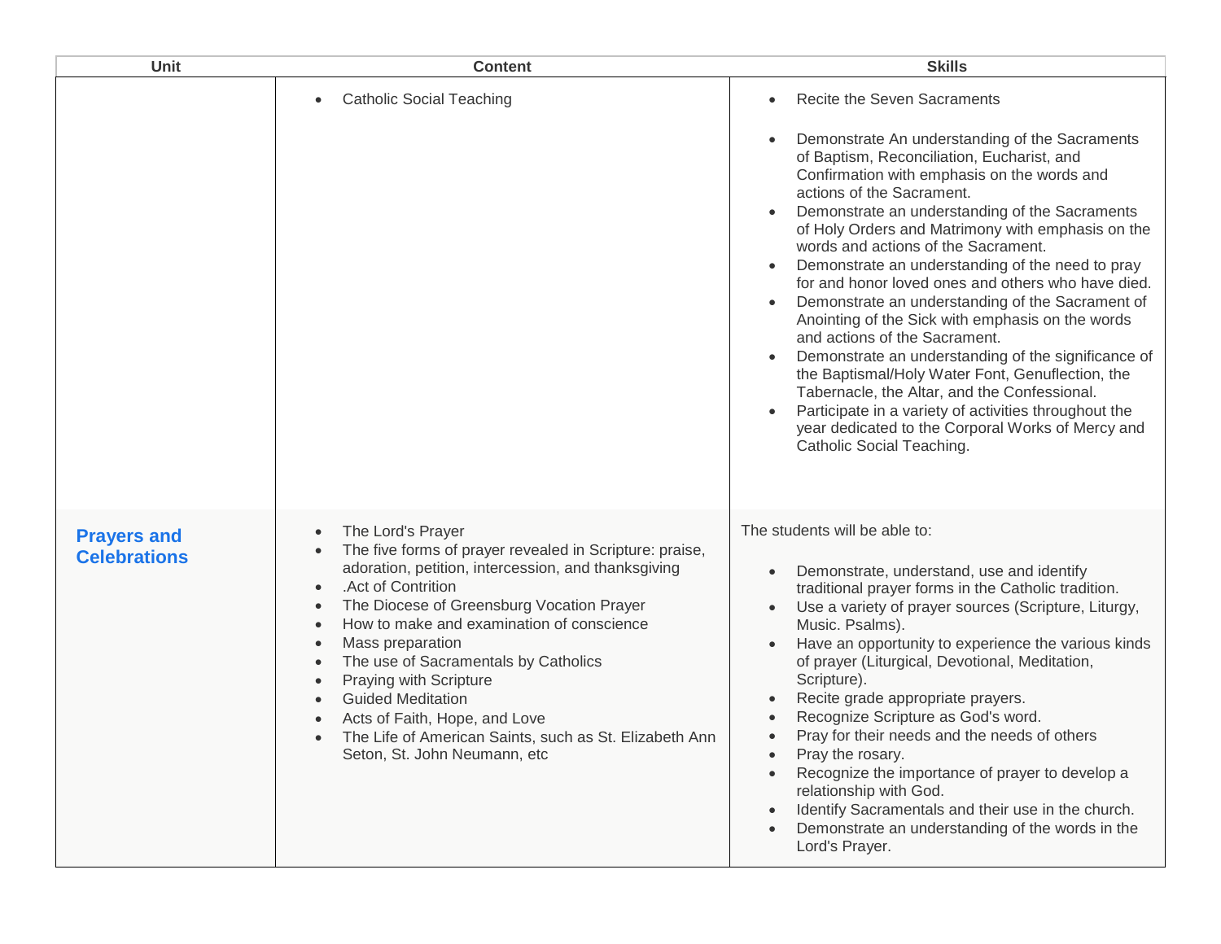| Unit | Content | Skills |
|---|---|---|
| | • Catholic Social Teaching | • Recite the Seven Sacraments<br>• Demonstrate An understanding of the Sacraments of Baptism, Reconciliation, Eucharist, and Confirmation with emphasis on the words and actions of the Sacrament.<br>• Demonstrate an understanding of the Sacraments of Holy Orders and Matrimony with emphasis on the words and actions of the Sacrament.<br>• Demonstrate an understanding of the need to pray for and honor loved ones and others who have died.<br>• Demonstrate an understanding of the Sacrament of Anointing of the Sick with emphasis on the words and actions of the Sacrament.<br>• Demonstrate an understanding of the significance of the Baptismal/Holy Water Font, Genuflection, the Tabernacle, the Altar, and the Confessional.<br>• Participate in a variety of activities throughout the year dedicated to the Corporal Works of Mercy and Catholic Social Teaching. |
| **Prayers and Celebrations** | • The Lord's Prayer<br>• The five forms of prayer revealed in Scripture: praise, adoration, petition, intercession, and thanksgiving<br>• .Act of Contrition<br>• The Diocese of Greensburg Vocation Prayer<br>• How to make and examination of conscience<br>• Mass preparation<br>• The use of Sacramentals by Catholics<br>• Praying with Scripture<br>• Guided Meditation<br>• Acts of Faith, Hope, and Love<br>• The Life of American Saints, such as St. Elizabeth Ann Seton, St. John Neumann, etc | The students will be able to:<br>• Demonstrate, understand, use and identify traditional prayer forms in the Catholic tradition.<br>• Use a variety of prayer sources (Scripture, Liturgy, Music. Psalms).<br>• Have an opportunity to experience the various kinds of prayer (Liturgical, Devotional, Meditation, Scripture).<br>• Recite grade appropriate prayers.<br>• Recognize Scripture as God's word.<br>• Pray for their needs and the needs of others<br>• Pray the rosary.<br>• Recognize the importance of prayer to develop a relationship with God.<br>• Identify Sacramentals and their use in the church.<br>• Demonstrate an understanding of the words in the Lord's Prayer. |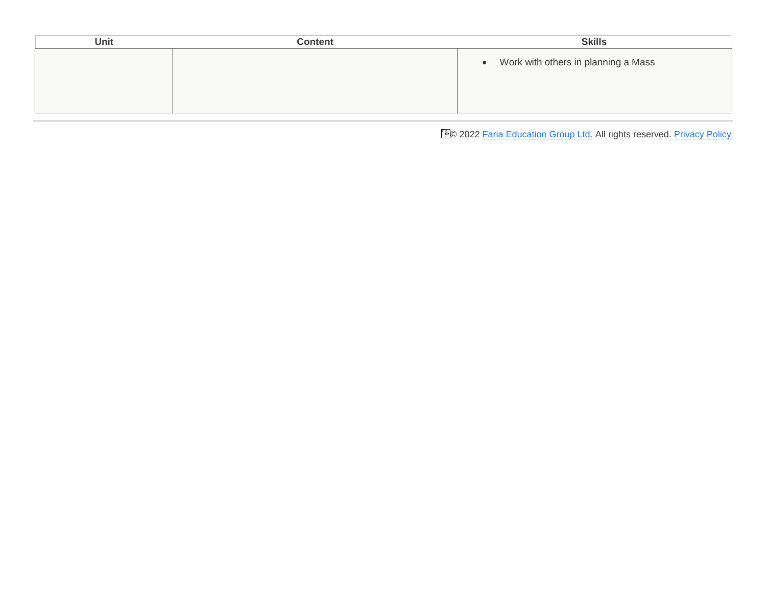| Unit | Content | Skills |
| --- | --- | --- |
| | | • Work with others in planning a Mass |

© 2022 Faria Education Group Ltd. All rights reserved. Privacy Policy